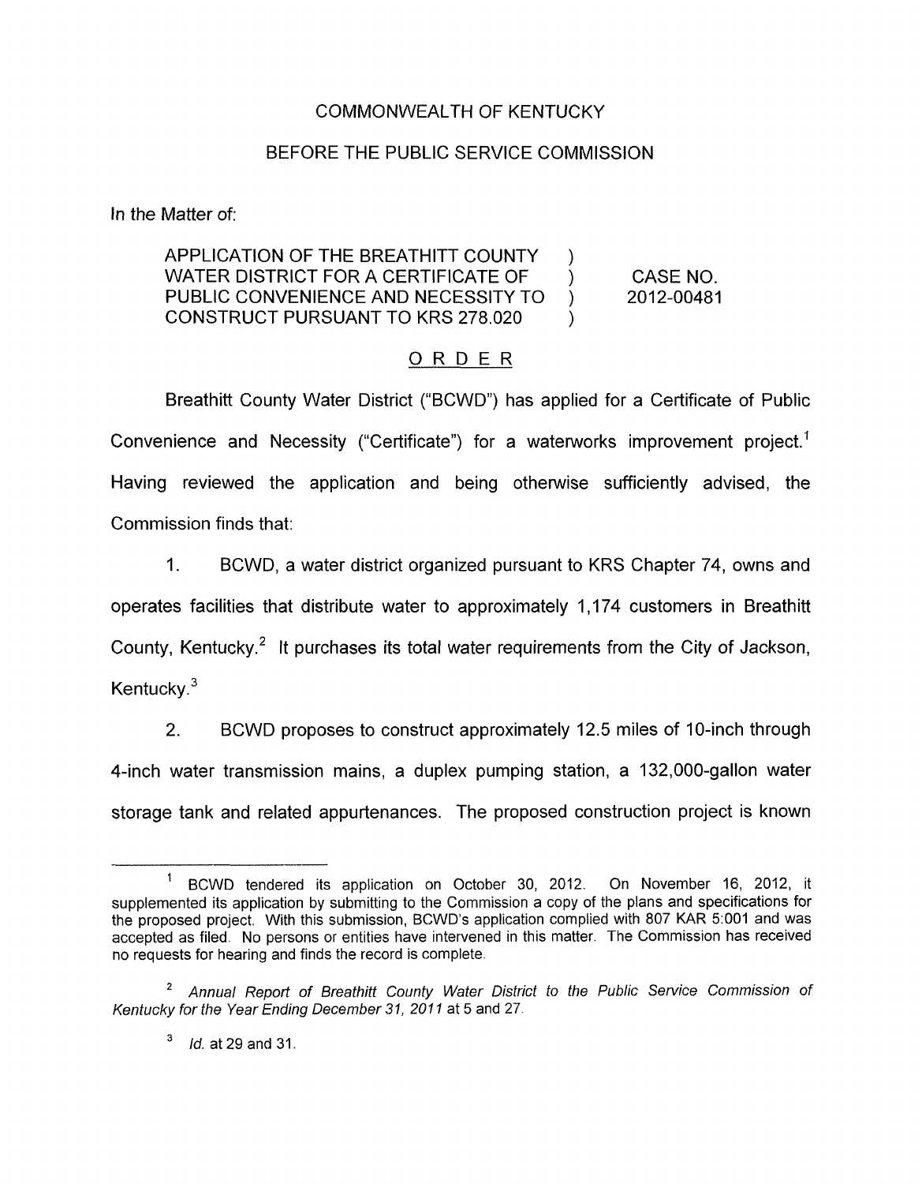COMMONWEALTH OF KENTUCKY

BEFORE THE PUBLIC SERVICE COMMISSION

In the Matter of:

| | | |
|---|---|---|
| APPLICATION OF THE BREATHITT COUNTY WATER DISTRICT FOR A CERTIFICATE OF PUBLIC CONVENIENCE AND NECESSITY TO CONSTRUCT PURSUANT TO KRS 278.020 | ) ) ) ) | CASE NO. 2012-00481 |

## O R D E R

Breathitt County Water District ("BCWD") has applied for a Certificate of Public Convenience and Necessity ("Certificate") for a waterworks improvement project.[1] Having reviewed the application and being otherwise sufficiently advised, the Commission finds that:

1. BCWD, a water district organized pursuant to KRS Chapter 74, owns and operates facilities that distribute water to approximately 1,174 customers in Breathitt County, Kentucky.[2] It purchases its total water requirements from the City of Jackson, Kentucky.[3]

2. BCWD proposes to construct approximately 12.5 miles of 10-inch through 4-inch water transmission mains, a duplex pumping station, a 132,000-gallon water storage tank and related appurtenances. The proposed construction project is known

---

[1] BCWD tendered its application on October 30, 2012. On November 16, 2012, it supplemented its application by submitting to the Commission a copy of the plans and specifications for the proposed project. With this submission, BCWD's application complied with 807 KAR 5:001 and was accepted as filed. No persons or entities have intervened in this matter. The Commission has received no requests for hearing and finds the record is complete.

[2] *Annual Report of Breathitt County Water District to the Public Service Commission of Kentucky for the Year Ending December 31, 2011* at 5 and 27.

[3] *Id.* at 29 and 31.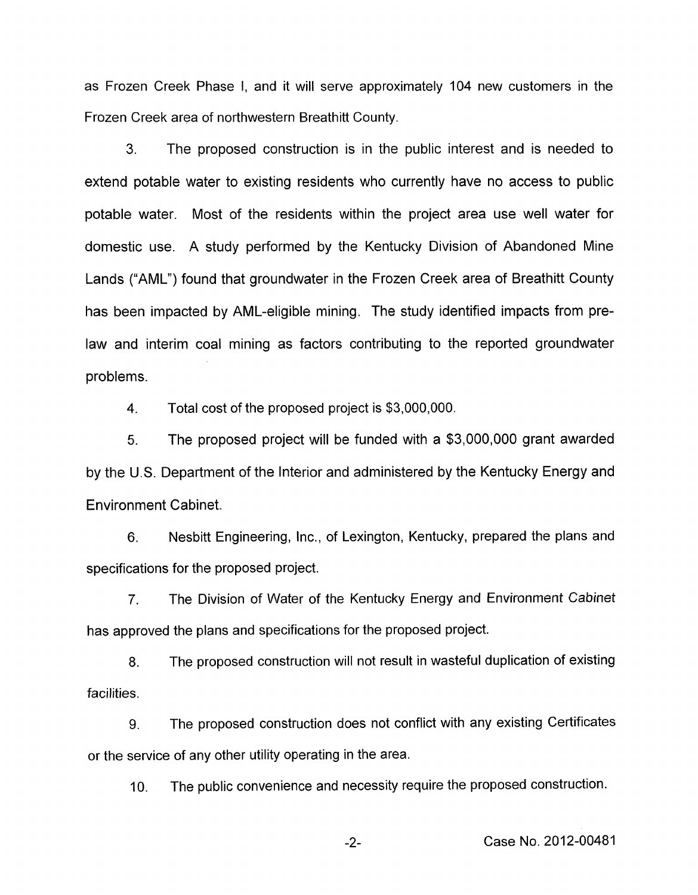as Frozen Creek Phase I, and it will serve approximately 104 new customers in the Frozen Creek area of northwestern Breathitt County.

3. The proposed construction is in the public interest and is needed to extend potable water to existing residents who currently have no access to public potable water. Most of the residents within the project area use well water for domestic use. A study performed by the Kentucky Division of Abandoned Mine Lands ("AML") found that groundwater in the Frozen Creek area of Breathitt County has been impacted by AML-eligible mining. The study identified impacts from pre-law and interim coal mining as factors contributing to the reported groundwater problems.

4. Total cost of the proposed project is $3,000,000.

5. The proposed project will be funded with a $3,000,000 grant awarded by the U.S. Department of the Interior and administered by the Kentucky Energy and Environment Cabinet.

6. Nesbitt Engineering, Inc., of Lexington, Kentucky, prepared the plans and specifications for the proposed project.

7. The Division of Water of the Kentucky Energy and Environment Cabinet has approved the plans and specifications for the proposed project.

8. The proposed construction will not result in wasteful duplication of existing facilities.

9. The proposed construction does not conflict with any existing Certificates or the service of any other utility operating in the area.

10. The public convenience and necessity require the proposed construction.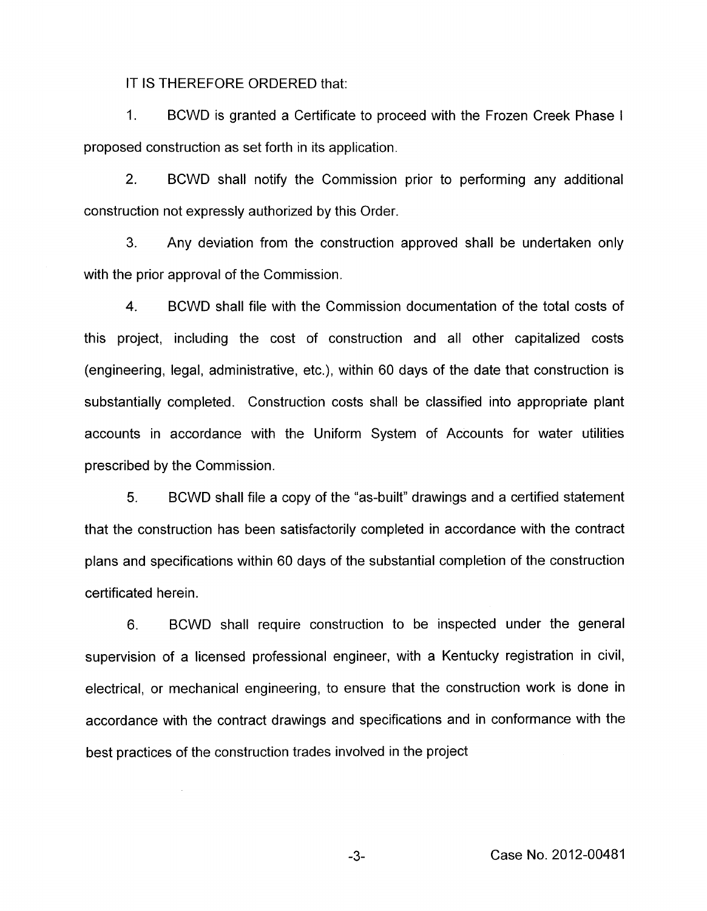IT IS THEREFORE ORDERED that:

1. BCWD is granted a Certificate to proceed with the Frozen Creek Phase I proposed construction as set forth in its application.

2. BCWD shall notify the Commission prior to performing any additional construction not expressly authorized by this Order.

3. Any deviation from the construction approved shall be undertaken only with the prior approval of the Commission.

4. BCWD shall file with the Commission documentation of the total costs of this project, including the cost of construction and all other capitalized costs (engineering, legal, administrative, etc.), within 60 days of the date that construction is substantially completed. Construction costs shall be classified into appropriate plant accounts in accordance with the Uniform System of Accounts for water utilities prescribed by the Commission.

5. BCWD shall file a copy of the "as-built" drawings and a certified statement that the construction has been satisfactorily completed in accordance with the contract plans and specifications within 60 days of the substantial completion of the construction certificated herein.

6. BCWD shall require construction to be inspected under the general supervision of a licensed professional engineer, with a Kentucky registration in civil, electrical, or mechanical engineering, to ensure that the construction work is done in accordance with the contract drawings and specifications and in conformance with the best practices of the construction trades involved in the project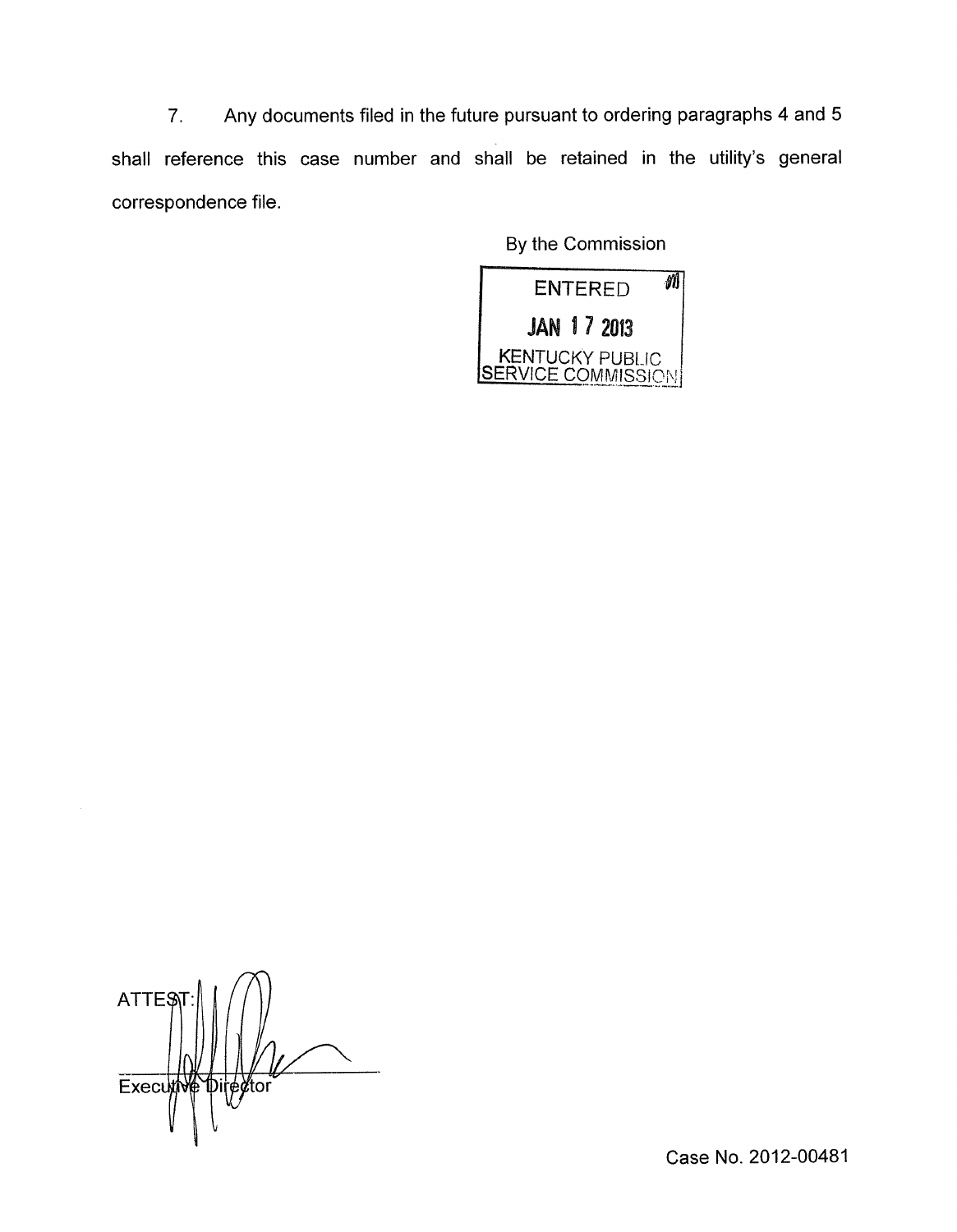7. Any documents filed in the future pursuant to ordering paragraphs 4 and 5 shall reference this case number and shall be retained in the utility's general correspondence file.

By the Commission

ENTERED

JAN 17 2013

KENTUCKY PUBLIC SERVICE COMMISSION

ATTEST:

Executive Director

Case No. 2012-00481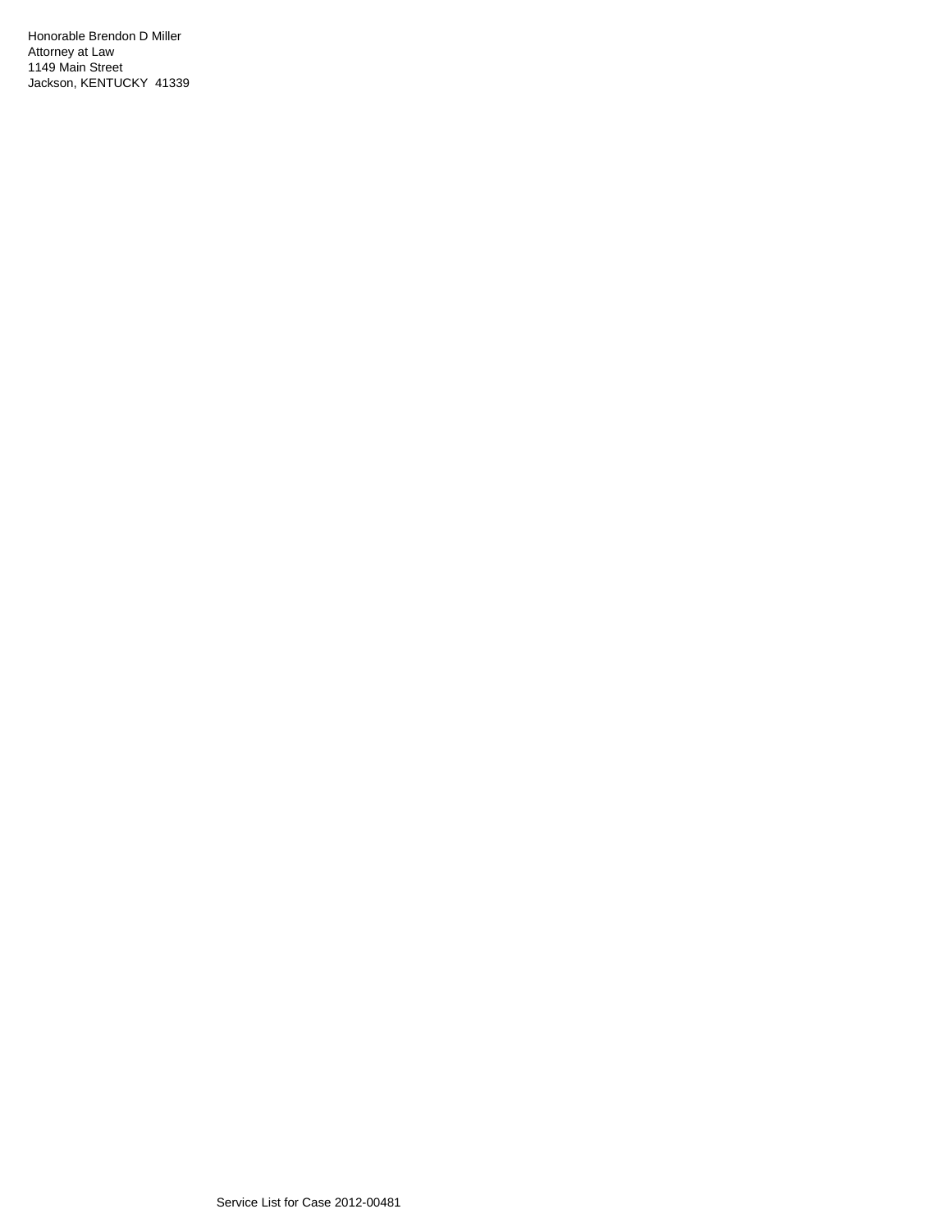Honorable Brendon D Miller
Attorney at Law
1149 Main Street
Jackson, KENTUCKY 41339